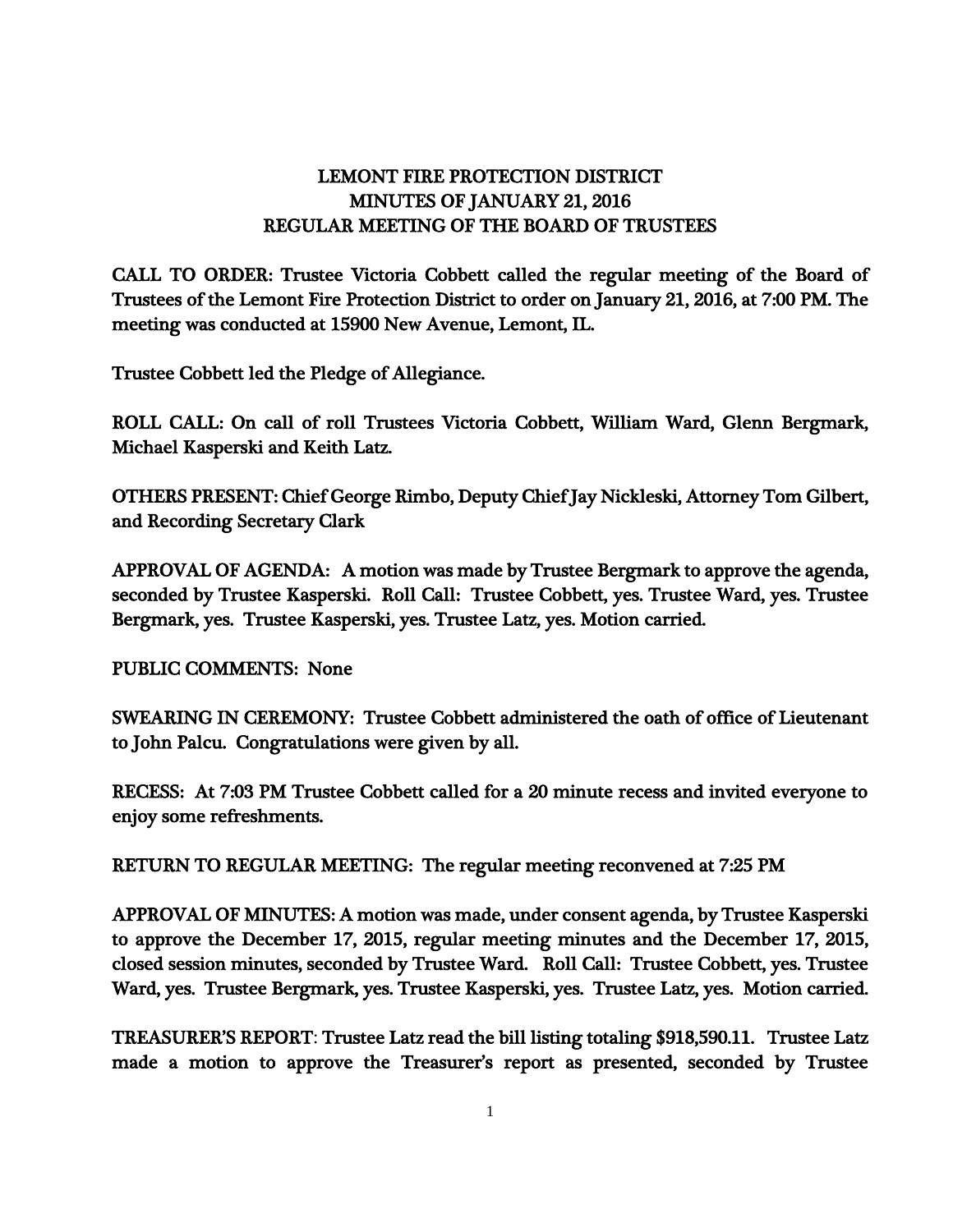# LEMONT FIRE PROTECTION DISTRICT
## MINUTES OF JANUARY 21, 2016
## REGULAR MEETING OF THE BOARD OF TRUSTEES

CALL TO ORDER: Trustee Victoria Cobbett called the regular meeting of the Board of Trustees of the Lemont Fire Protection District to order on January 21, 2016, at 7:00 PM. The meeting was conducted at 15900 New Avenue, Lemont, IL.

Trustee Cobbett led the Pledge of Allegiance.

ROLL CALL: On call of roll Trustees Victoria Cobbett, William Ward, Glenn Bergmark, Michael Kasperski and Keith Latz.

OTHERS PRESENT: Chief George Rimbo, Deputy Chief Jay Nickleski, Attorney Tom Gilbert, and Recording Secretary Clark

APPROVAL OF AGENDA: A motion was made by Trustee Bergmark to approve the agenda, seconded by Trustee Kasperski. Roll Call: Trustee Cobbett, yes. Trustee Ward, yes. Trustee Bergmark, yes. Trustee Kasperski, yes. Trustee Latz, yes. Motion carried.

PUBLIC COMMENTS: None

SWEARING IN CEREMONY: Trustee Cobbett administered the oath of office of Lieutenant to John Palcu. Congratulations were given by all.

RECESS: At 7:03 PM Trustee Cobbett called for a 20 minute recess and invited everyone to enjoy some refreshments.

RETURN TO REGULAR MEETING: The regular meeting reconvened at 7:25 PM

APPROVAL OF MINUTES: A motion was made, under consent agenda, by Trustee Kasperski to approve the December 17, 2015, regular meeting minutes and the December 17, 2015, closed session minutes, seconded by Trustee Ward. Roll Call: Trustee Cobbett, yes. Trustee Ward, yes. Trustee Bergmark, yes. Trustee Kasperski, yes. Trustee Latz, yes. Motion carried.

TREASURER'S REPORT: Trustee Latz read the bill listing totaling $918,590.11. Trustee Latz made a motion to approve the Treasurer's report as presented, seconded by Trustee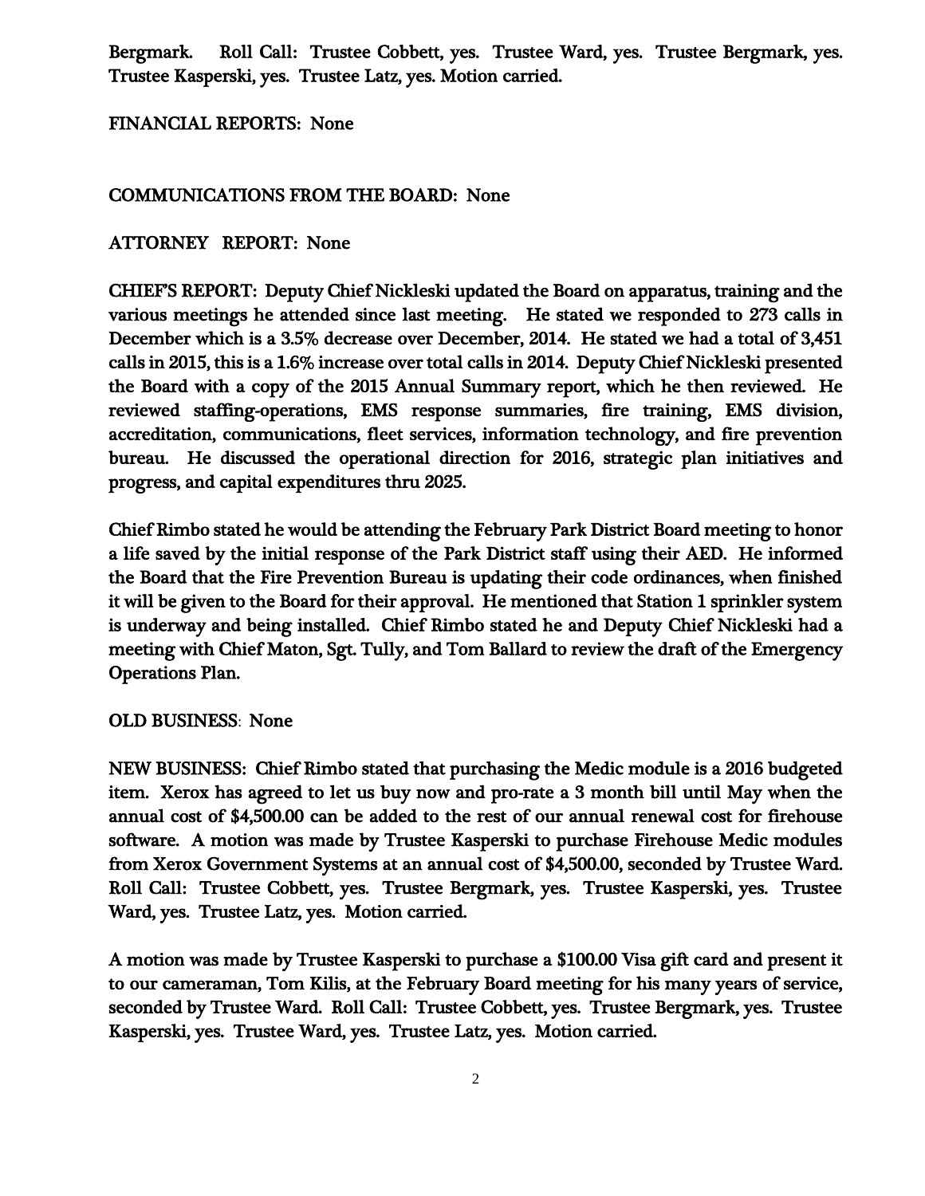Bergmark. Roll Call: Trustee Cobbett, yes. Trustee Ward, yes. Trustee Bergmark, yes. Trustee Kasperski, yes. Trustee Latz, yes. Motion carried.

FINANCIAL REPORTS: None

COMMUNICATIONS FROM THE BOARD: None

ATTORNEY REPORT: None

CHIEF'S REPORT: Deputy Chief Nickleski updated the Board on apparatus, training and the various meetings he attended since last meeting. He stated we responded to 273 calls in December which is a 3.5% decrease over December, 2014. He stated we had a total of 3,451 calls in 2015, this is a 1.6% increase over total calls in 2014. Deputy Chief Nickleski presented the Board with a copy of the 2015 Annual Summary report, which he then reviewed. He reviewed staffing-operations, EMS response summaries, fire training, EMS division, accreditation, communications, fleet services, information technology, and fire prevention bureau. He discussed the operational direction for 2016, strategic plan initiatives and progress, and capital expenditures thru 2025.

Chief Rimbo stated he would be attending the February Park District Board meeting to honor a life saved by the initial response of the Park District staff using their AED. He informed the Board that the Fire Prevention Bureau is updating their code ordinances, when finished it will be given to the Board for their approval. He mentioned that Station 1 sprinkler system is underway and being installed. Chief Rimbo stated he and Deputy Chief Nickleski had a meeting with Chief Maton, Sgt. Tully, and Tom Ballard to review the draft of the Emergency Operations Plan.

OLD BUSINESS: None

NEW BUSINESS: Chief Rimbo stated that purchasing the Medic module is a 2016 budgeted item. Xerox has agreed to let us buy now and pro-rate a 3 month bill until May when the annual cost of $4,500.00 can be added to the rest of our annual renewal cost for firehouse software. A motion was made by Trustee Kasperski to purchase Firehouse Medic modules from Xerox Government Systems at an annual cost of $4,500.00, seconded by Trustee Ward. Roll Call: Trustee Cobbett, yes. Trustee Bergmark, yes. Trustee Kasperski, yes. Trustee Ward, yes. Trustee Latz, yes. Motion carried.

A motion was made by Trustee Kasperski to purchase a $100.00 Visa gift card and present it to our cameraman, Tom Kilis, at the February Board meeting for his many years of service, seconded by Trustee Ward. Roll Call: Trustee Cobbett, yes. Trustee Bergmark, yes. Trustee Kasperski, yes. Trustee Ward, yes. Trustee Latz, yes. Motion carried.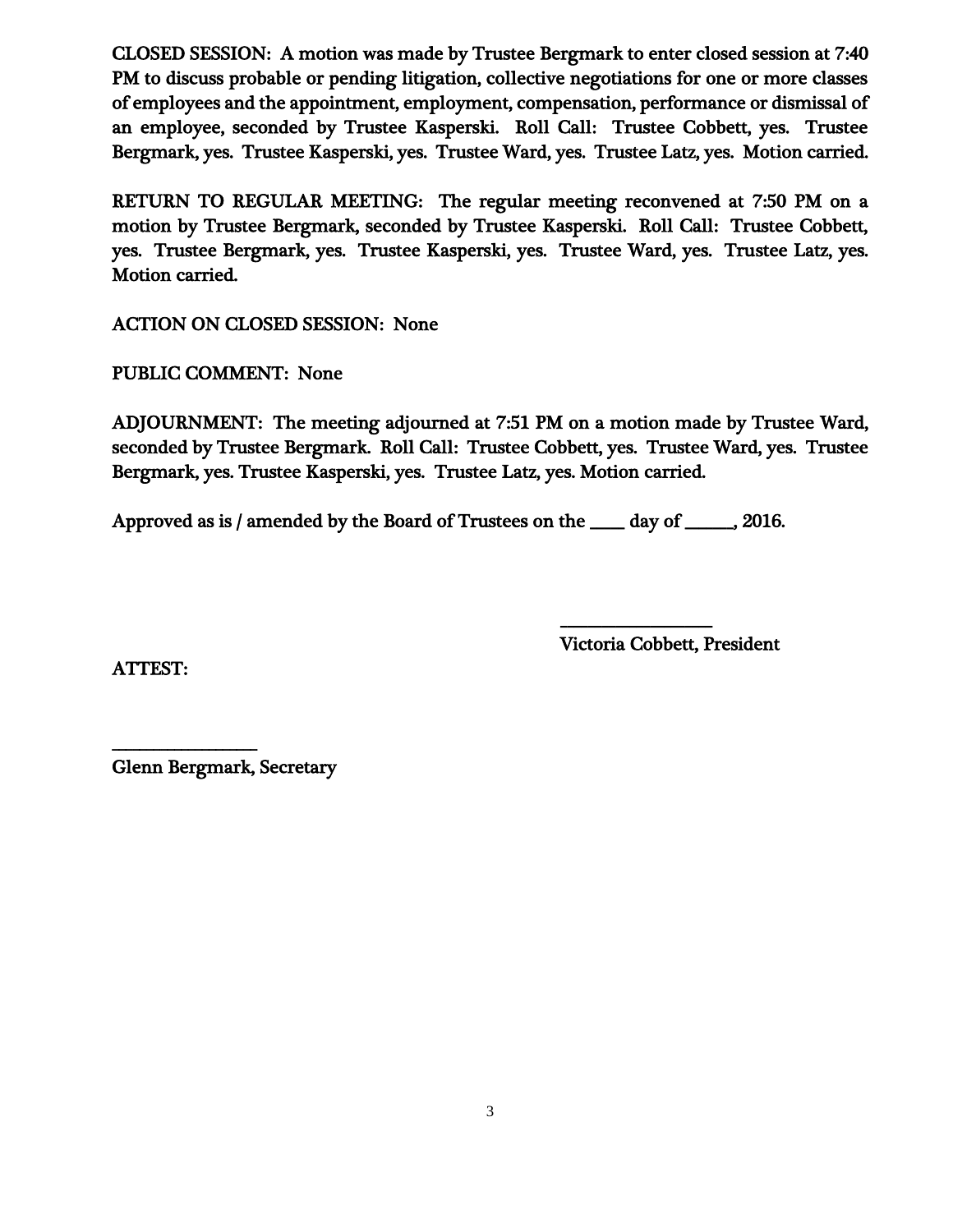CLOSED SESSION: A motion was made by Trustee Bergmark to enter closed session at 7:40 PM to discuss probable or pending litigation, collective negotiations for one or more classes of employees and the appointment, employment, compensation, performance or dismissal of an employee, seconded by Trustee Kasperski. Roll Call: Trustee Cobbett, yes. Trustee Bergmark, yes. Trustee Kasperski, yes. Trustee Ward, yes. Trustee Latz, yes. Motion carried.

RETURN TO REGULAR MEETING: The regular meeting reconvened at 7:50 PM on a motion by Trustee Bergmark, seconded by Trustee Kasperski. Roll Call: Trustee Cobbett, yes. Trustee Bergmark, yes. Trustee Kasperski, yes. Trustee Ward, yes. Trustee Latz, yes. Motion carried.

ACTION ON CLOSED SESSION: None

PUBLIC COMMENT: None

ADJOURNMENT: The meeting adjourned at 7:51 PM on a motion made by Trustee Ward, seconded by Trustee Bergmark. Roll Call: Trustee Cobbett, yes. Trustee Ward, yes. Trustee Bergmark, yes. Trustee Kasperski, yes. Trustee Latz, yes. Motion carried.

Approved as is / amended by the Board of Trustees on the ____ day of _____, 2016.

________________
Victoria Cobbett, President

ATTEST:

________________
Glenn Bergmark, Secretary